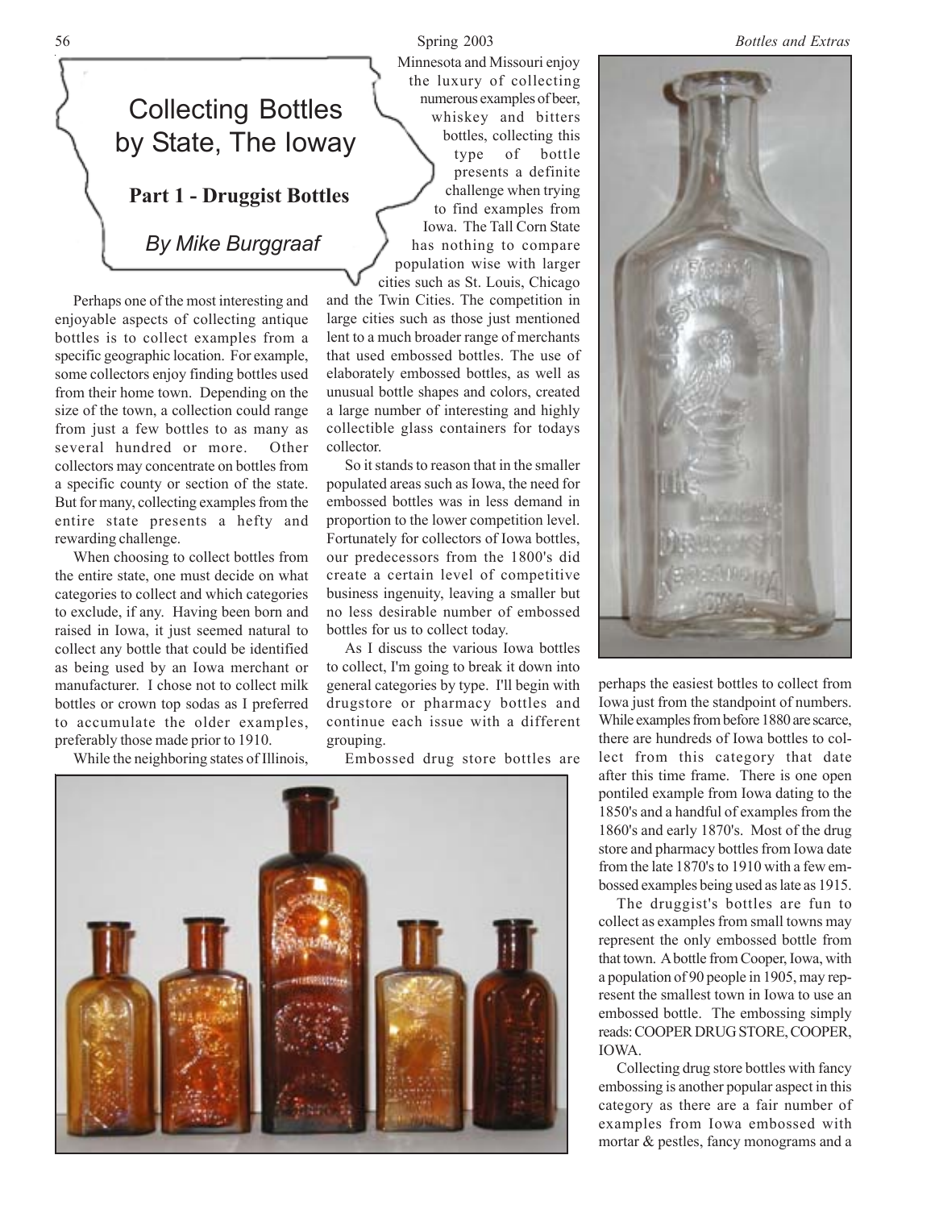# Collecting Bottles by State, The Ioway

## Part 1 - Druggist Bottles

*By Mike Burggraaf*

Perhaps one of the most interesting and enjoyable aspects of collecting antique bottles is to collect examples from a specific geographic location. For example, some collectors enjoy finding bottles used from their home town. Depending on the size of the town, a collection could range from just a few bottles to as many as several hundred or more. Other collectors may concentrate on bottles from a specific county or section of the state. But for many, collecting examples from the entire state presents a hefty and rewarding challenge.

When choosing to collect bottles from the entire state, one must decide on what categories to collect and which categories to exclude, if any. Having been born and raised in Iowa, it just seemed natural to collect any bottle that could be identified as being used by an Iowa merchant or manufacturer. I chose not to collect milk bottles or crown top sodas as I preferred to accumulate the older examples, preferably those made prior to 1910.

While the neighboring states of Illinois, Minnesota and Missouri enjoy the luxury of collecting numerous examples of beer, whiskey and bitters bottles, collecting this type of bottle presents a definite challenge when trying to find examples from Iowa. The Tall Corn State has nothing to compare population wise with larger cities such as St. Louis, Chicago and the Twin Cities. The competition in large cities such as those just mentioned lent to a much broader range of merchants that used embossed bottles. The use of elaborately embossed bottles, as well as unusual bottle shapes and colors, created a large number of interesting and highly collectible glass containers for todays collector.

So it stands to reason that in the smaller populated areas such as Iowa, the need for embossed bottles was in less demand in proportion to the lower competition level. Fortunately for collectors of Iowa bottles, our predecessors from the 1800's did create a certain level of competitive business ingenuity, leaving a smaller but no less desirable number of embossed bottles for us to collect today.

As I discuss the various Iowa bottles to collect, I'm going to break it down into general categories by type. I'll begin with drugstore or pharmacy bottles and continue each issue with a different grouping.

Embossed drug store bottles are perhaps the easiest bottles to collect from Iowa just from the standpoint of numbers. While examples from before 1880 are scarce, there are hundreds of Iowa bottles to collect from this category that date after this time frame. There is one open pontiled example from Iowa dating to the 1850's and a handful of examples from the 1860's and early 1870's. Most of the drug store and pharmacy bottles from Iowa date from the late 1870's to 1910 with a few embossed examples being used as late as 1915.

The druggist's bottles are fun to collect as examples from small towns may represent the only embossed bottle from that town. A bottle from Cooper, Iowa, with a population of 90 people in 1905, may represent the smallest town in Iowa to use an embossed bottle. The embossing simply reads: COOPER DRUG STORE, COOPER, IOWA.

Collecting drug store bottles with fancy embossing is another popular aspect in this category as there are a fair number of examples from Iowa embossed with mortar & pestles, fancy monograms and a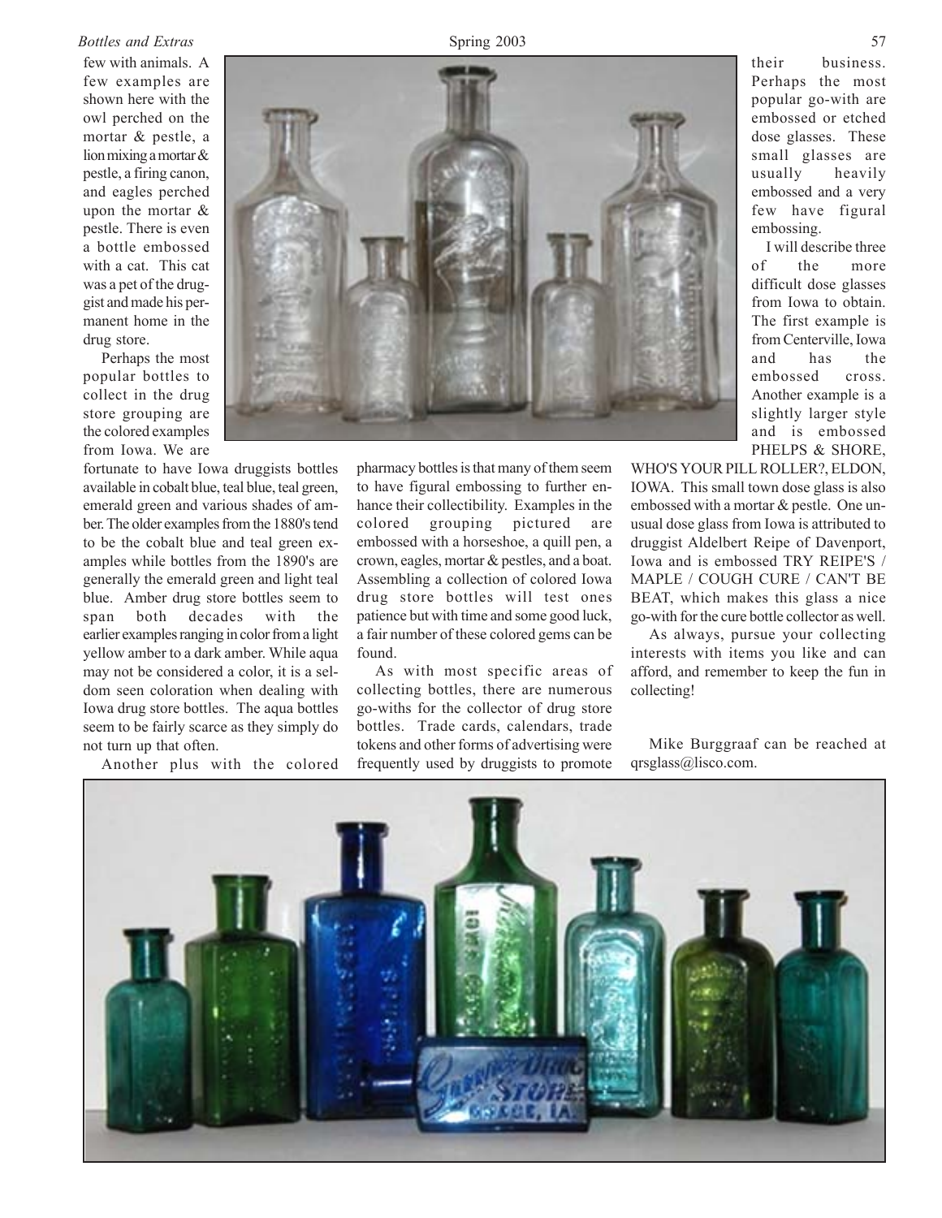few with animals. A few examples are shown here with the owl perched on the mortar & pestle, a lion mixing a mortar & pestle, a firing canon, and eagles perched upon the mortar & pestle. There is even a bottle embossed with a cat. This cat was a pet of the druggist and made his permanent home in the drug store.

Perhaps the most popular bottles to collect in the drug store grouping are the colored examples from Iowa. We are fortunate to have Iowa druggists bottles available in cobalt blue, teal blue, teal green, emerald green and various shades of amber. The older examples from the 1880's tend to be the cobalt blue and teal green examples while bottles from the 1890's are generally the emerald green and light teal blue. Amber drug store bottles seem to span both decades with the earlier examples ranging in color from a light yellow amber to a dark amber. While aqua may not be considered a color, it is a seldom seen coloration when dealing with Iowa drug store bottles. The aqua bottles seem to be fairly scarce as they simply do not turn up that often.

Another plus with the colored pharmacy bottles is that many of them seem to have figural embossing to further enhance their collectibility. Examples in the colored grouping pictured are embossed with a horseshoe, a quill pen, a crown, eagles, mortar & pestles, and a boat. Assembling a collection of colored Iowa drug store bottles will test ones patience but with time and some good luck, a fair number of these colored gems can be found.

As with most specific areas of collecting bottles, there are numerous go-withs for the collector of drug store bottles. Trade cards, calendars, trade tokens and other forms of advertising were frequently used by druggists to promote their business. Perhaps the most popular go-with are embossed or etched dose glasses. These small glasses are usually heavily embossed and a very few have figural embossing.

I will describe three of the more difficult dose glasses from Iowa to obtain. The first example is from Centerville, Iowa and has the embossed cross. Another example is a slightly larger style and is embossed PHELPS & SHORE, WHO'S YOUR PILL ROLLER?, ELDON, IOWA. This small town dose glass is also embossed with a mortar & pestle. One unusual dose glass from Iowa is attributed to druggist Aldelbert Reipe of Davenport, Iowa and is embossed TRY REIPE'S / MAPLE / COUGH CURE / CAN'T BE BEAT, which makes this glass a nice go-with for the cure bottle collector as well.

As always, pursue your collecting interests with items you like and can afford, and remember to keep the fun in collecting!

Mike Burggraaf can be reached at qrsglass@lisco.com.